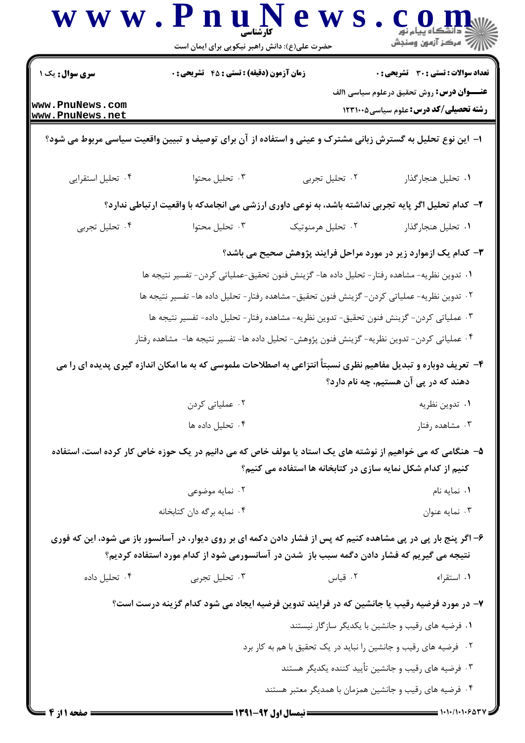کارشناسی

حضرت علی(ع): دانش راهبر نیکویی برای ایمان است

**سری سوال:** یک ۱

**زمان آزمون (دقیقه) : تستی : ۴۵ تشریحی : ۰**

**تعداد سوالات : تستی : ۳۰ تشریحی : ۰**

**عنـــوان درس:** روش تحقیق درعلوم سیاسی ۱الف

**رشته تحصیلی/کد درس:** علوم سیاسی ۱۲۳۱۰۰۵

**۱- این نوع تحلیل به گسترش زبانی مشترک و عینی و استفاده از آن برای توصیف و تبیین واقعیت سیاسی مربوط می شود؟**

۱. تحلیل هنجارگذار
۲. تحلیل تجربی
۳. تحلیل محتوا
۴. تحلیل استقرایی

**۲- کدام تحلیل اگر پایه تجربی نداشته باشد، به نوعی داوری ارزشی می انجامدکه با واقعیت ارتباطی ندارد؟**

۱. تحلیل هنجارگذار
۲. تحلیل هرمنوتیک
۳. تحلیل محتوا
۴. تحلیل تجربی

**۳- کدام یک ازموارد زیر در مورد مراحل فرایند پژوهش صحیح می باشد؟**

۱. تدوین نظریه- مشاهده رفتار- تحلیل داده ها- گزینش فنون تحقیق-عملیاتی کردن- تفسیر نتیجه ها
۲. تدوین نظریه- عملیاتی کردن- گزینش فنون تحقیق- مشاهده رفتار- تحلیل داده ها- تفسیر نتیجه ها
۳. عملیاتی کردن- گزینش فنون تحقیق- تدوین نظریه- مشاهده رفتار- تحلیل داده- تفسیر نتیجه ها
۴. عملیاتی کردن- تدوین نظریه- گزینش فنون پژوهش- تحلیل داده ها- تفسیر نتیجه ها- مشاهده رفتار

**۴- تعریف دوباره و تبدیل مفاهیم نظری نسبتاً انتزاعی به اصطلاحات ملموسی که به ما امکان اندازه گیری پدیده ای را می دهند که در پی آن هستیم، چه نام دارد؟**

۱. تدوین نظریه
۲. عملیاتی کردن
۳. مشاهده رفتار
۴. تحلیل داده ها

**۵- هنگامی که می خواهیم از نوشته های یک استاد یا مولف خاص که می دانیم در یک حوزه خاص کار کرده است، استفاده کنیم از کدام شکل نمایه سازی در کتابخانه ها استفاده می کنیم؟**

۱. نمایه نام
۲. نمایه موضوعی
۳. نمایه عنوان
۴. نمایه برگه دان کتابخانه

**۶- اگر پنج بار پی در پی مشاهده کنیم که پس از فشار دادن دکمه ای بر روی دیوار، در آسانسور باز می شود، این که فوری نتیجه می گیریم که فشار دادن دگمه سبب باز شدن در آسانسورمی شود از کدام مورد استفاده کردیم؟**

۱. استقراء
۲. قیاس
۳. تحلیل تجربی
۴. تحلیل داده

**۷- در مورد فرضیه رقیب یا جانشین که در فرایند تدوین فرضیه ایجاد می شود کدام گزینه درست است؟**

۱. فرضیه های رقیب و جانشین با یکدیگر سازگار نیستند
۲. فرضیه های رقیب و جانشین را نباید در یک تحقیق با هم به کار برد
۳. فرضیه های رقیب و جانشین تأیید کننده یکدیگر هستند
۴. فرضیه های رقیب و جانشین همزمان با همدیگر معتبر هستند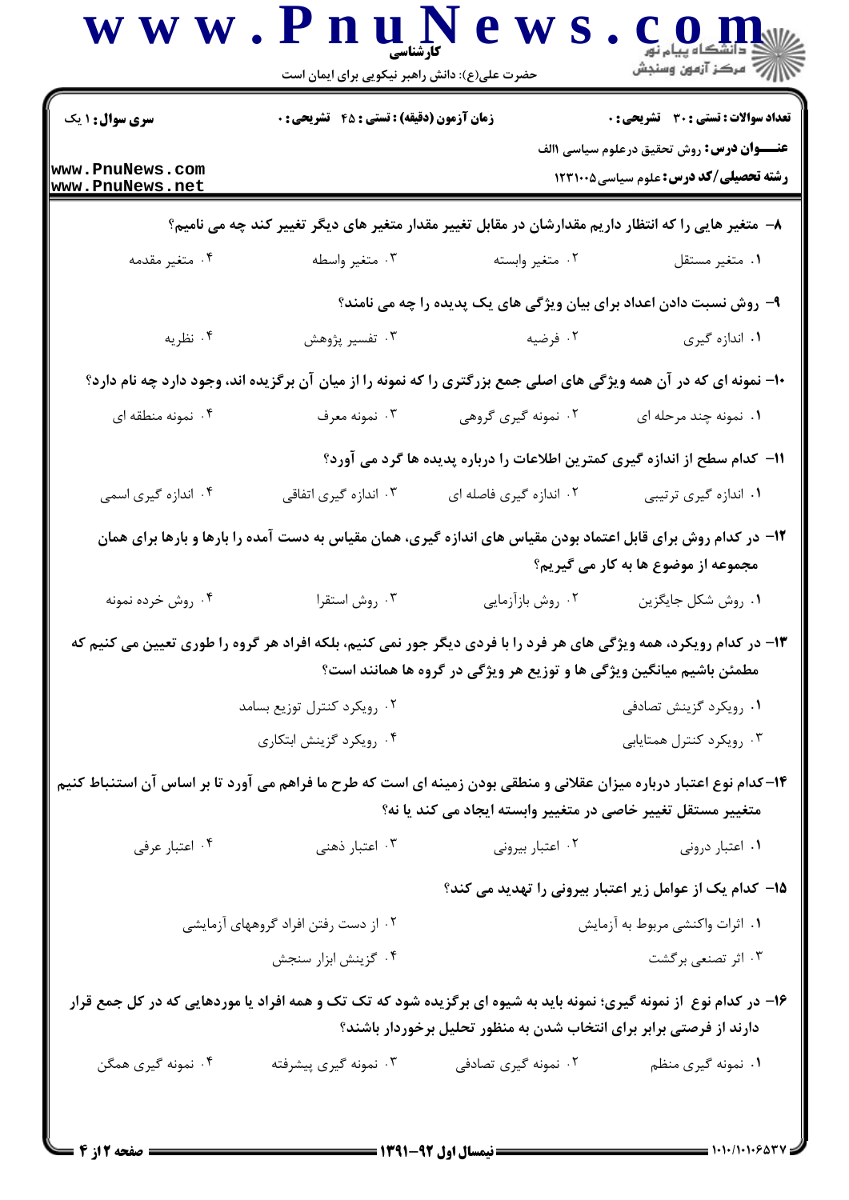**تعداد سوالات : تستی : ۳۰  تشریحی : ۰** | **زمان آزمون (دقیقه) : تستی : ۴۵  تشریحی : ۰** | **سری سوال : ۱ یک**

**عنـــوان درس:** روش تحقیق درعلوم سیاسی اا‌الف

**رشته تحصیلی/کد درس:** علوم سیاسی ۱۲۳۱۰۰۵

**۸- متغیر هایی را که انتظار داریم مقدارشان در مقابل تغییر مقدار متغیر های دیگر تغییر کند چه می نامیم؟**

۱. متغیر مستقل    ۲. متغیر وابسته    ۳. متغیر واسطه    ۴. متغیر مقدمه

**۹- روش نسبت دادن اعداد برای بیان ویژگی های یک پدیده را چه می نامند؟**

۱. اندازه گیری    ۲. فرضیه    ۳. تفسیر پژوهش    ۴. نظریه

**۱۰- نمونه ای که در آن همه ویژگی های اصلی جمع بزرگتری را که نمونه را از میان آن برگزیده اند، وجود دارد چه نام دارد؟**

۱. نمونه چند مرحله ای    ۲. نمونه گیری گروهی    ۳. نمونه معرف    ۴. نمونه منطقه ای

**۱۱- کدام سطح از اندازه گیری کمترین اطلاعات را درباره پدیده ها گرد می آورد؟**

۱. اندازه گیری ترتیبی    ۲. اندازه گیری فاصله ای    ۳. اندازه گیری اتفاقی    ۴. اندازه گیری اسمی

**۱۲- در کدام روش برای قابل اعتماد بودن مقیاس های اندازه گیری، همان مقیاس به دست آمده را بارها و بارها برای همان مجموعه از موضوع ها به کار می گیریم؟**

۱. روش شکل جایگزین    ۲. روش بازآزمایی    ۳. روش استقرا    ۴. روش خرده نمونه

**۱۳- در کدام رویکرد، همه ویژگی های هر فرد را با فردی دیگر جور نمی کنیم، بلکه افراد هر گروه را طوری تعیین می کنیم که مطمئن باشیم میانگین ویژگی ها و توزیع هر ویژگی در گروه ها همانند است؟**

۱. رویکرد گزینش تصادفی    ۲. رویکرد کنترل توزیع بسامد

۳. رویکرد کنترل همتایابی    ۴. رویکرد گزینش ابتکاری

**۱۴-کدام نوع اعتبار درباره میزان عقلانی و منطقی بودن زمینه ای است که طرح ما فراهم می آورد تا بر اساس آن استنباط کنیم متغییر مستقل تغییر خاصی در متغییر وابسته ایجاد می کند یا نه؟**

۱. اعتبار درونی    ۲. اعتبار بیرونی    ۳. اعتبار ذهنی    ۴. اعتبار عرفی

**۱۵- کدام یک از عوامل زیر اعتبار بیرونی را تهدید می کند؟**

۱. اثرات واکنشی مربوط به آزمایش    ۲. از دست رفتن افراد گروههای آزمایشی

۳. اثر تصنعی برگشت    ۴. گزینش ابزار سنجش

**۱۶- در کدام نوع از نمونه گیری؛ نمونه باید به شیوه ای برگزیده شود که تک تک و همه افراد یا موردهایی که در کل جمع قرار دارند از فرصتی برابر برای انتخاب شدن به منظور تحلیل برخوردار باشند؟**

۱. نمونه گیری منظم    ۲. نمونه گیری تصادفی    ۳. نمونه گیری پیشرفته    ۴. نمونه گیری همگن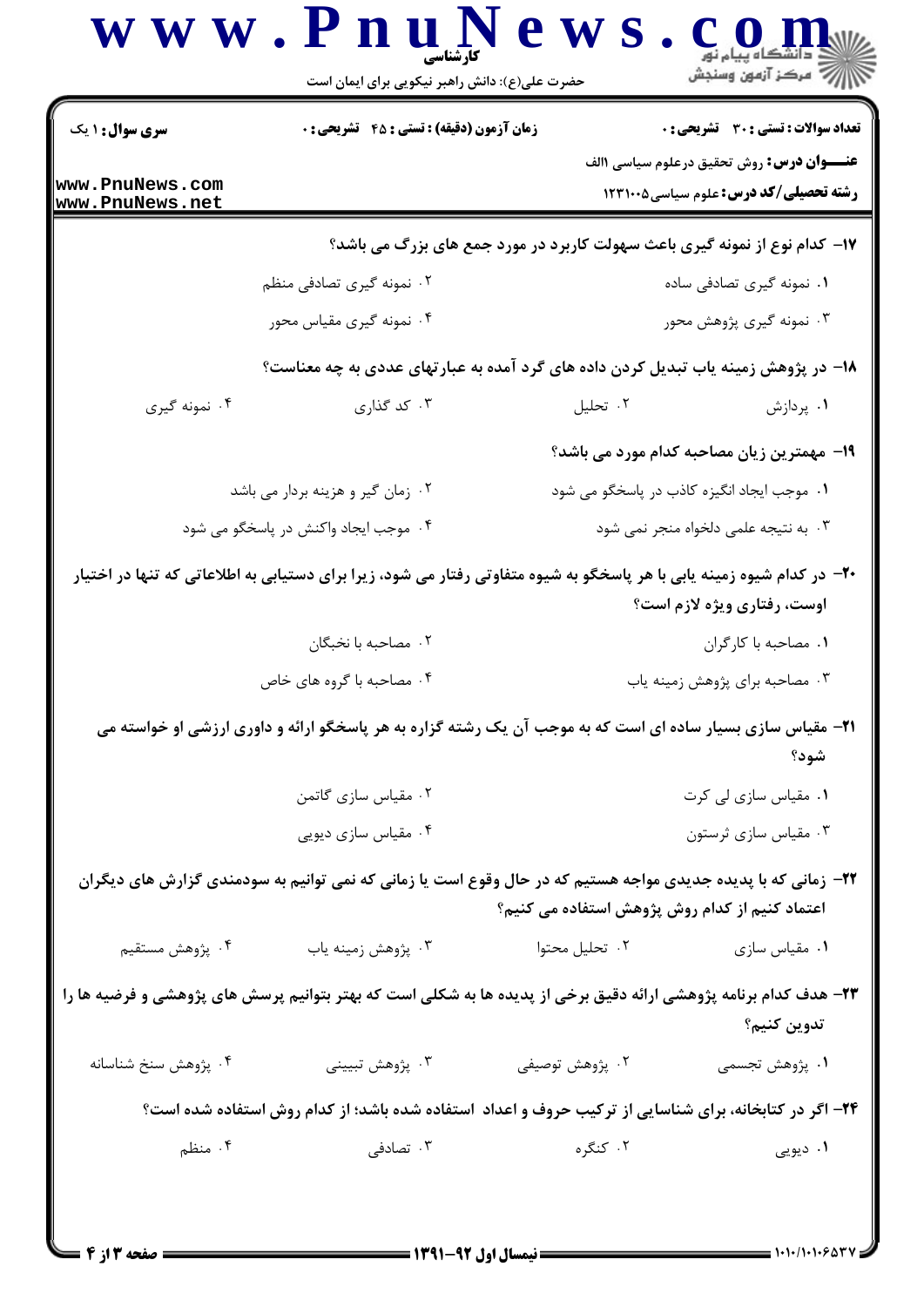**سری سوال:** ۱ یک | **زمان آزمون (دقیقه) : تستی : ۴۵ تشریحی : ۰** | **تعداد سوالات : تستی : ۳۰ تشریحی : ۰**

**عنـــوان درس:** روش تحقیق درعلوم سیاسی ۱الف

**رشته تحصیلی/کد درس:** علوم سیاسی۱۲۳۱۰۰۵

**۱۷- کدام نوع از نمونه گیری باعث سهولت کاربرد در مورد جمع های بزرگ می باشد؟**

۱. نمونه گیری تصادفی ساده
۲. نمونه گیری تصادفی منظم
۳. نمونه گیری پژوهش محور
۴. نمونه گیری مقیاس محور

**۱۸- در پژوهش زمینه یاب تبدیل کردن داده های گرد آمده به عبارتهای عددی به چه معناست؟**

۱. پردازش
۲. تحلیل
۳. کد گذاری
۴. نمونه گیری

**۱۹- مهمترین زیان مصاحبه کدام مورد می باشد؟**

۱. موجب ایجاد انگیزه کاذب در پاسخگو می شود
۲. زمان گیر و هزینه بردار می باشد
۳. به نتیجه علمی دلخواه منجر نمی شود
۴. موجب ایجاد واکنش در پاسخگو می شود

**۲۰- در کدام شیوه زمینه یابی با هر پاسخگو به شیوه متفاوتی رفتار می شود، زیرا برای دستیابی به اطلاعاتی که تنها در اختیار اوست، رفتاری ویژه لازم است؟**

۱. مصاحبه با کارگران
۲. مصاحبه با نخبگان
۳. مصاحبه برای پژوهش زمینه یاب
۴. مصاحبه با گروه های خاص

**۲۱- مقیاس سازی بسیار ساده ای است که به موجب آن یک رشته گزاره به هر پاسخگو ارائه و داوری ارزشی او خواسته می شود؟**

۱. مقیاس سازی لی کرت
۲. مقیاس سازی گاتمن
۳. مقیاس سازی ترستون
۴. مقیاس سازی دیویی

**۲۲- زمانی که با پدیده جدیدی مواجه هستیم که در حال وقوع است یا زمانی که نمی توانیم به سودمندی گزارش های دیگران اعتماد کنیم از کدام روش پژوهش استفاده می کنیم؟**

۱. مقیاس سازی
۲. تحلیل محتوا
۳. پژوهش زمینه یاب
۴. پژوهش مستقیم

**۲۳- هدف کدام برنامه پژوهشی ارائه دقیق برخی از پدیده ها به شکلی است که بهتر بتوانیم پرسش های پژوهشی و فرضیه ها را تدوین کنیم؟**

۱. پژوهش تجسمی
۲. پژوهش توصیفی
۳. پژوهش تبیینی
۴. پژوهش سنخ شناسانه

**۲۴- اگر در کتابخانه، برای شناسایی از ترکیب حروف و اعداد استفاده شده باشد؛ از کدام روش استفاده شده است؟**

۱. دیویی
۲. کنگره
۳. تصادفی
۴. منظم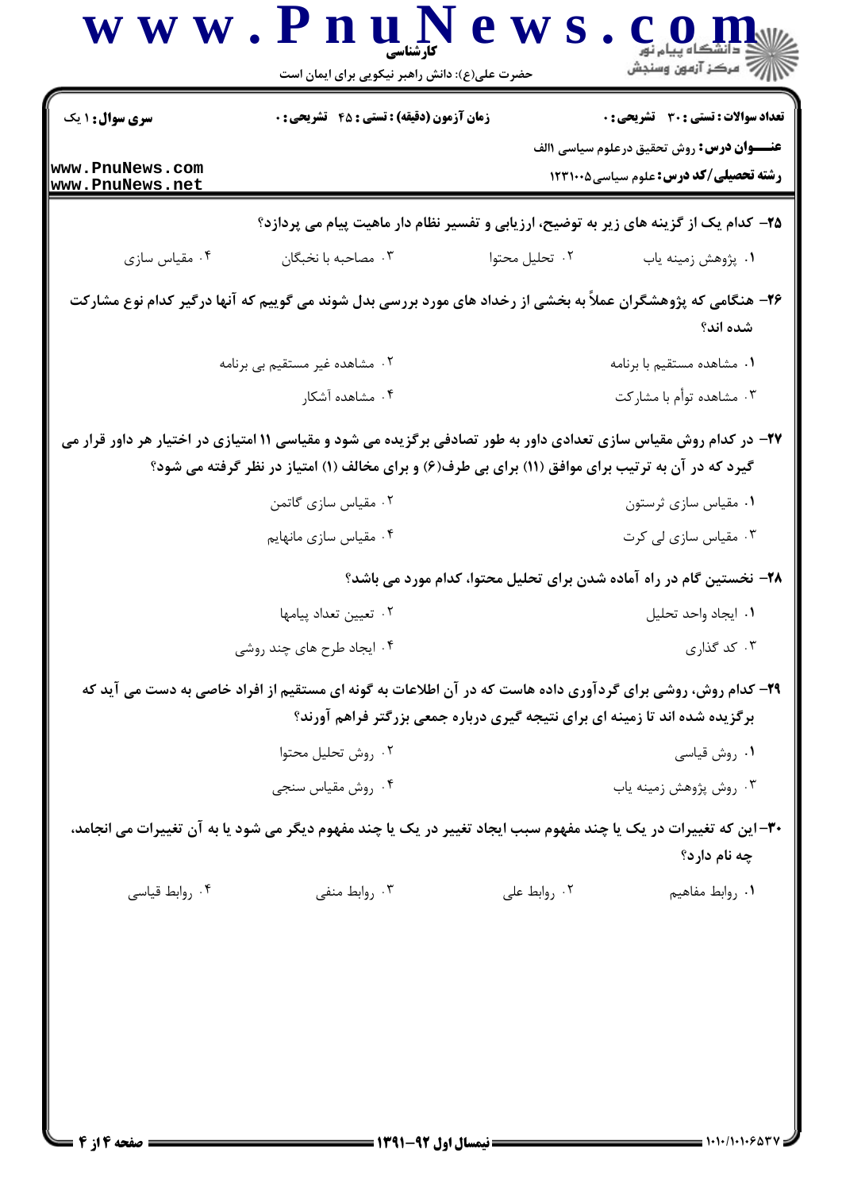**۲۵- کدام یک از گزینه های زیر به توضیح، ارزیابی و تفسیر نظام دار ماهیت پیام می پردازد؟**

۱. پژوهش زمینه یاب
۲. تحلیل محتوا
۳. مصاحبه با نخبگان
۴. مقیاس سازی

**۲۶- هنگامی که پژوهشگران عملاً به بخشی از رخداد های مورد بررسی بدل شوند می گوییم که آنها درگیر کدام نوع مشارکت شده اند؟**

۱. مشاهده مستقیم با برنامه
۲. مشاهده غیر مستقیم بی برنامه
۳. مشاهده توأم با مشارکت
۴. مشاهده آشکار

**۲۷- در کدام روش مقیاس سازی تعدادی داور به طور تصادفی برگزیده می شود و مقیاسی ۱۱ امتیازی در اختیار هر داور قرار می گیرد که در آن به ترتیب برای موافق (۱۱) برای بی طرف(۶) و برای مخالف (۱) امتیاز در نظر گرفته می شود؟**

۱. مقیاس سازی ثرستون
۲. مقیاس سازی گاتمن
۳. مقیاس سازی لی کرت
۴. مقیاس سازی مانهایم

**۲۸- نخستین گام در راه آماده شدن برای تحلیل محتوا، کدام مورد می باشد؟**

۱. ایجاد واحد تحلیل
۲. تعیین تعداد پیامها
۳. کد گذاری
۴. ایجاد طرح های چند روشی

**۲۹- کدام روش، روشی برای گردآوری داده هاست که در آن اطلاعات به گونه ای مستقیم از افراد خاصی به دست می آید که برگزیده شده اند تا زمینه ای برای نتیجه گیری درباره جمعی بزرگتر فراهم آورند؟**

۱. روش قیاسی
۲. روش تحلیل محتوا
۳. روش پژوهش زمینه یاب
۴. روش مقیاس سنجی

**۳۰- این که تغییرات در یک یا چند مفهوم سبب ایجاد تغییر در یک یا چند مفهوم دیگر می شود یا به آن تغییرات می انجامد، چه نام دارد؟**

۱. روابط مفاهیم
۲. روابط علی
۳. روابط منفی
۴. روابط قیاسی